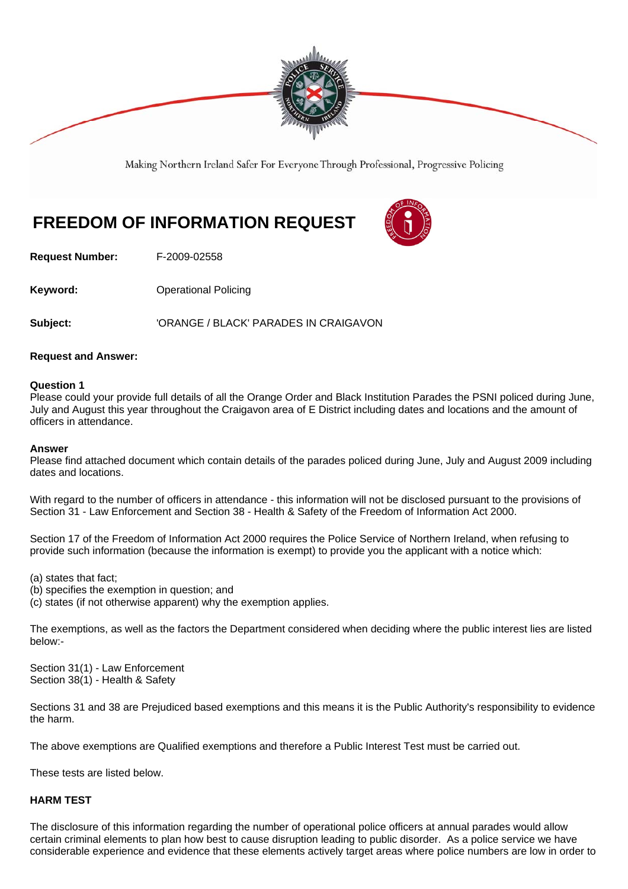Making Northern Ireland Safer For Everyone Through Professional, Progressive Policing

# FREEDOM OF INFORMATION REQUEST

**Request Number:** F-2009-02558

**Keyword:** Operational Policing

**Subject:** 'ORANGE / BLACK' PARADES IN CRAIGAVON

**Request and Answer:**

**Question 1**
Please could your provide full details of all the Orange Order and Black Institution Parades the PSNI policed during June, July and August this year throughout the Craigavon area of E District including dates and locations and the amount of officers in attendance.

**Answer**
Please find attached document which contain details of the parades policed during June, July and August 2009 including dates and locations.

With regard to the number of officers in attendance - this information will not be disclosed pursuant to the provisions of Section 31 - Law Enforcement and Section 38 - Health & Safety of the Freedom of Information Act 2000.

Section 17 of the Freedom of Information Act 2000 requires the Police Service of Northern Ireland, when refusing to provide such information (because the information is exempt) to provide you the applicant with a notice which:

(a) states that fact;
(b) specifies the exemption in question; and
(c) states (if not otherwise apparent) why the exemption applies.

The exemptions, as well as the factors the Department considered when deciding where the public interest lies are listed below:-

Section 31(1) - Law Enforcement
Section 38(1) - Health & Safety

Sections 31 and 38 are Prejudiced based exemptions and this means it is the Public Authority's responsibility to evidence the harm.

The above exemptions are Qualified exemptions and therefore a Public Interest Test must be carried out.

These tests are listed below.

**HARM TEST**

The disclosure of this information regarding the number of operational police officers at annual parades would allow certain criminal elements to plan how best to cause disruption leading to public disorder. As a police service we have considerable experience and evidence that these elements actively target areas where police numbers are low in order to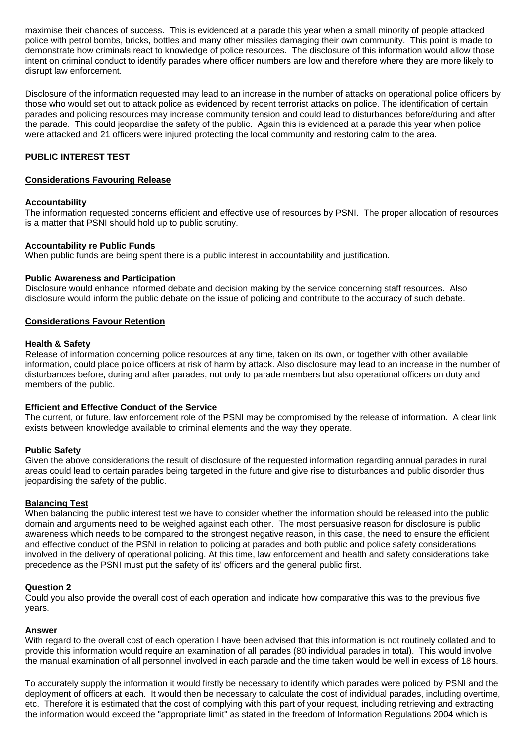maximise their chances of success. This is evidenced at a parade this year when a small minority of people attacked police with petrol bombs, bricks, bottles and many other missiles damaging their own community. This point is made to demonstrate how criminals react to knowledge of police resources. The disclosure of this information would allow those intent on criminal conduct to identify parades where officer numbers are low and therefore where they are more likely to disrupt law enforcement.

Disclosure of the information requested may lead to an increase in the number of attacks on operational police officers by those who would set out to attack police as evidenced by recent terrorist attacks on police. The identification of certain parades and policing resources may increase community tension and could lead to disturbances before/during and after the parade. This could jeopardise the safety of the public. Again this is evidenced at a parade this year when police were attacked and 21 officers were injured protecting the local community and restoring calm to the area.

**PUBLIC INTEREST TEST**

**Considerations Favouring Release**

**Accountability**
The information requested concerns efficient and effective use of resources by PSNI. The proper allocation of resources is a matter that PSNI should hold up to public scrutiny.

**Accountability re Public Funds**
When public funds are being spent there is a public interest in accountability and justification.

**Public Awareness and Participation**
Disclosure would enhance informed debate and decision making by the service concerning staff resources. Also disclosure would inform the public debate on the issue of policing and contribute to the accuracy of such debate.

**Considerations Favour Retention**

**Health & Safety**
Release of information concerning police resources at any time, taken on its own, or together with other available information, could place police officers at risk of harm by attack. Also disclosure may lead to an increase in the number of disturbances before, during and after parades, not only to parade members but also operational officers on duty and members of the public.

**Efficient and Effective Conduct of the Service**
The current, or future, law enforcement role of the PSNI may be compromised by the release of information. A clear link exists between knowledge available to criminal elements and the way they operate.

**Public Safety**
Given the above considerations the result of disclosure of the requested information regarding annual parades in rural areas could lead to certain parades being targeted in the future and give rise to disturbances and public disorder thus jeopardising the safety of the public.

**Balancing Test**
When balancing the public interest test we have to consider whether the information should be released into the public domain and arguments need to be weighed against each other. The most persuasive reason for disclosure is public awareness which needs to be compared to the strongest negative reason, in this case, the need to ensure the efficient and effective conduct of the PSNI in relation to policing at parades and both public and police safety considerations involved in the delivery of operational policing. At this time, law enforcement and health and safety considerations take precedence as the PSNI must put the safety of its' officers and the general public first.

**Question 2**
Could you also provide the overall cost of each operation and indicate how comparative this was to the previous five years.

**Answer**
With regard to the overall cost of each operation I have been advised that this information is not routinely collated and to provide this information would require an examination of all parades (80 individual parades in total). This would involve the manual examination of all personnel involved in each parade and the time taken would be well in excess of 18 hours.

To accurately supply the information it would firstly be necessary to identify which parades were policed by PSNI and the deployment of officers at each. It would then be necessary to calculate the cost of individual parades, including overtime, etc. Therefore it is estimated that the cost of complying with this part of your request, including retrieving and extracting the information would exceed the "appropriate limit" as stated in the freedom of Information Regulations 2004 which is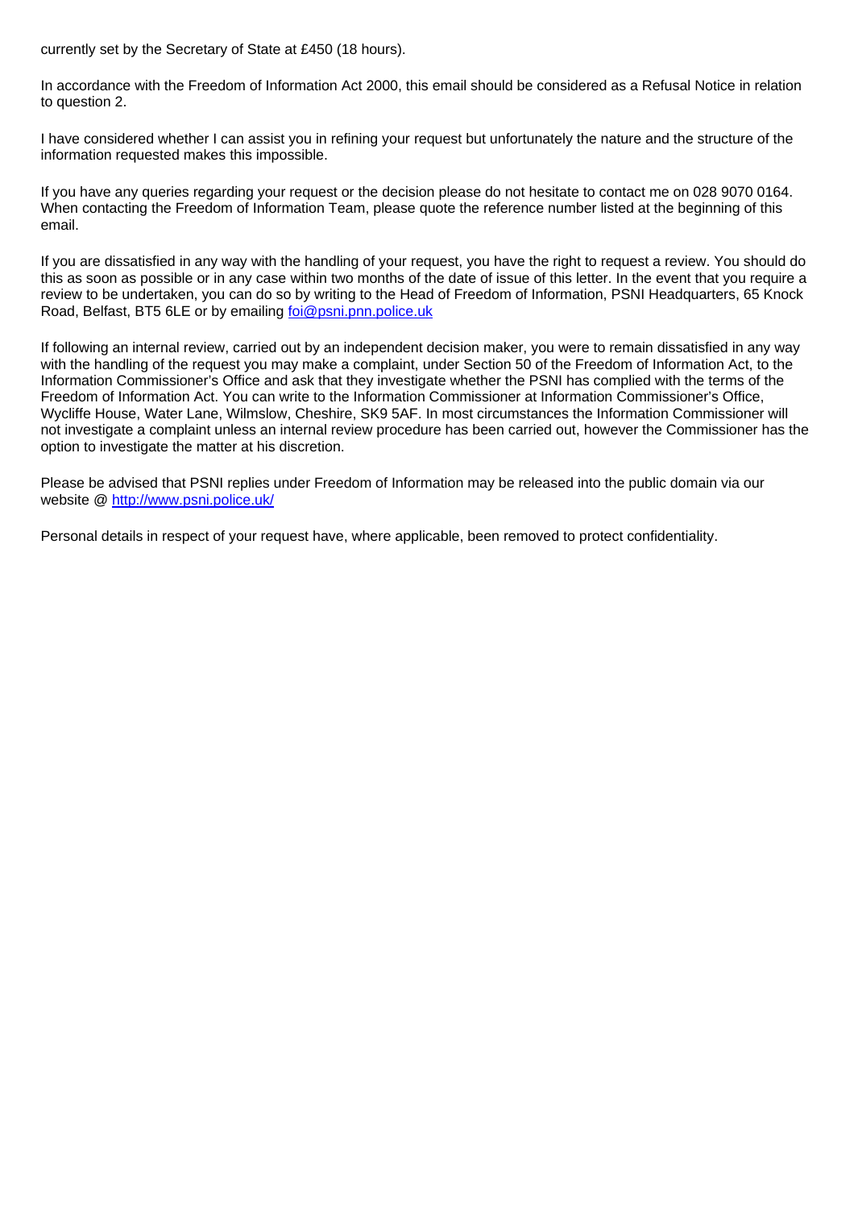currently set by the Secretary of State at £450 (18 hours).

In accordance with the Freedom of Information Act 2000, this email should be considered as a Refusal Notice in relation to question 2.

I have considered whether I can assist you in refining your request but unfortunately the nature and the structure of the information requested makes this impossible.

If you have any queries regarding your request or the decision please do not hesitate to contact me on 028 9070 0164. When contacting the Freedom of Information Team, please quote the reference number listed at the beginning of this email.

If you are dissatisfied in any way with the handling of your request, you have the right to request a review. You should do this as soon as possible or in any case within two months of the date of issue of this letter. In the event that you require a review to be undertaken, you can do so by writing to the Head of Freedom of Information, PSNI Headquarters, 65 Knock Road, Belfast, BT5 6LE or by emailing foi@psni.pnn.police.uk

If following an internal review, carried out by an independent decision maker, you were to remain dissatisfied in any way with the handling of the request you may make a complaint, under Section 50 of the Freedom of Information Act, to the Information Commissioner's Office and ask that they investigate whether the PSNI has complied with the terms of the Freedom of Information Act. You can write to the Information Commissioner at Information Commissioner's Office, Wycliffe House, Water Lane, Wilmslow, Cheshire, SK9 5AF. In most circumstances the Information Commissioner will not investigate a complaint unless an internal review procedure has been carried out, however the Commissioner has the option to investigate the matter at his discretion.

Please be advised that PSNI replies under Freedom of Information may be released into the public domain via our website @ http://www.psni.police.uk/

Personal details in respect of your request have, where applicable, been removed to protect confidentiality.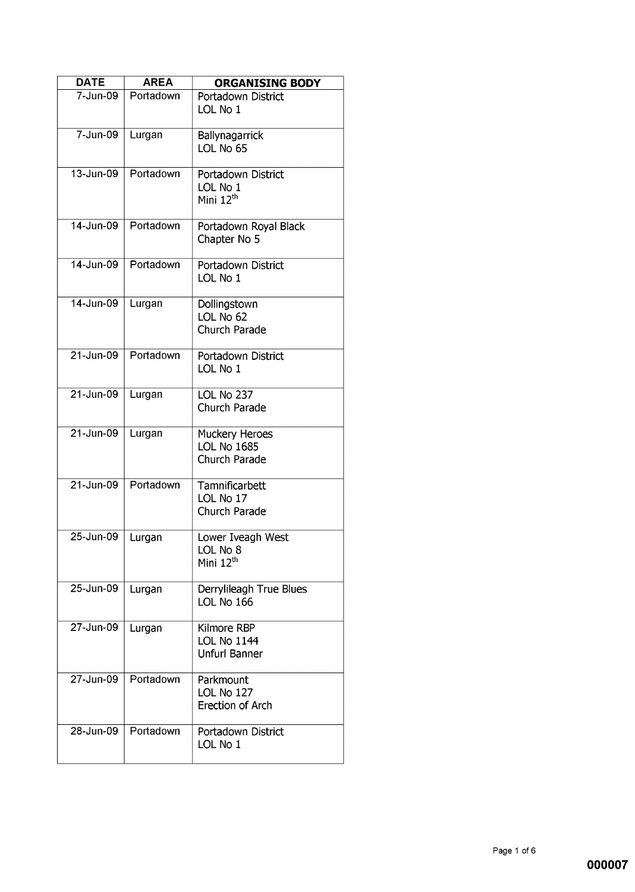| DATE | AREA | ORGANISING BODY |
|---|---|---|
| 7-Jun-09 | Portadown | Portadown District<br>LOL No 1 |
| 7-Jun-09 | Lurgan | Ballynagarrick<br>LOL No 65 |
| 13-Jun-09 | Portadown | Portadown District<br>LOL No 1<br>Mini 12th |
| 14-Jun-09 | Portadown | Portadown Royal Black<br>Chapter No 5 |
| 14-Jun-09 | Portadown | Portadown District<br>LOL No 1 |
| 14-Jun-09 | Lurgan | Dollingstown<br>LOL No 62<br>Church Parade |
| 21-Jun-09 | Portadown | Portadown District<br>LOL No 1 |
| 21-Jun-09 | Lurgan | LOL No 237<br>Church Parade |
| 21-Jun-09 | Lurgan | Muckery Heroes<br>LOL No 1685<br>Church Parade |
| 21-Jun-09 | Portadown | Tamnificarbett<br>LOL No 17<br>Church Parade |
| 25-Jun-09 | Lurgan | Lower Iveagh West<br>LOL No 8<br>Mini 12th |
| 25-Jun-09 | Lurgan | Derrylileagh True Blues<br>LOL No 166 |
| 27-Jun-09 | Lurgan | Kilmore RBP<br>LOL No 1144<br>Unfurl Banner |
| 27-Jun-09 | Portadown | Parkmount<br>LOL No 127<br>Erection of Arch |
| 28-Jun-09 | Portadown | Portadown District<br>LOL No 1 |

000007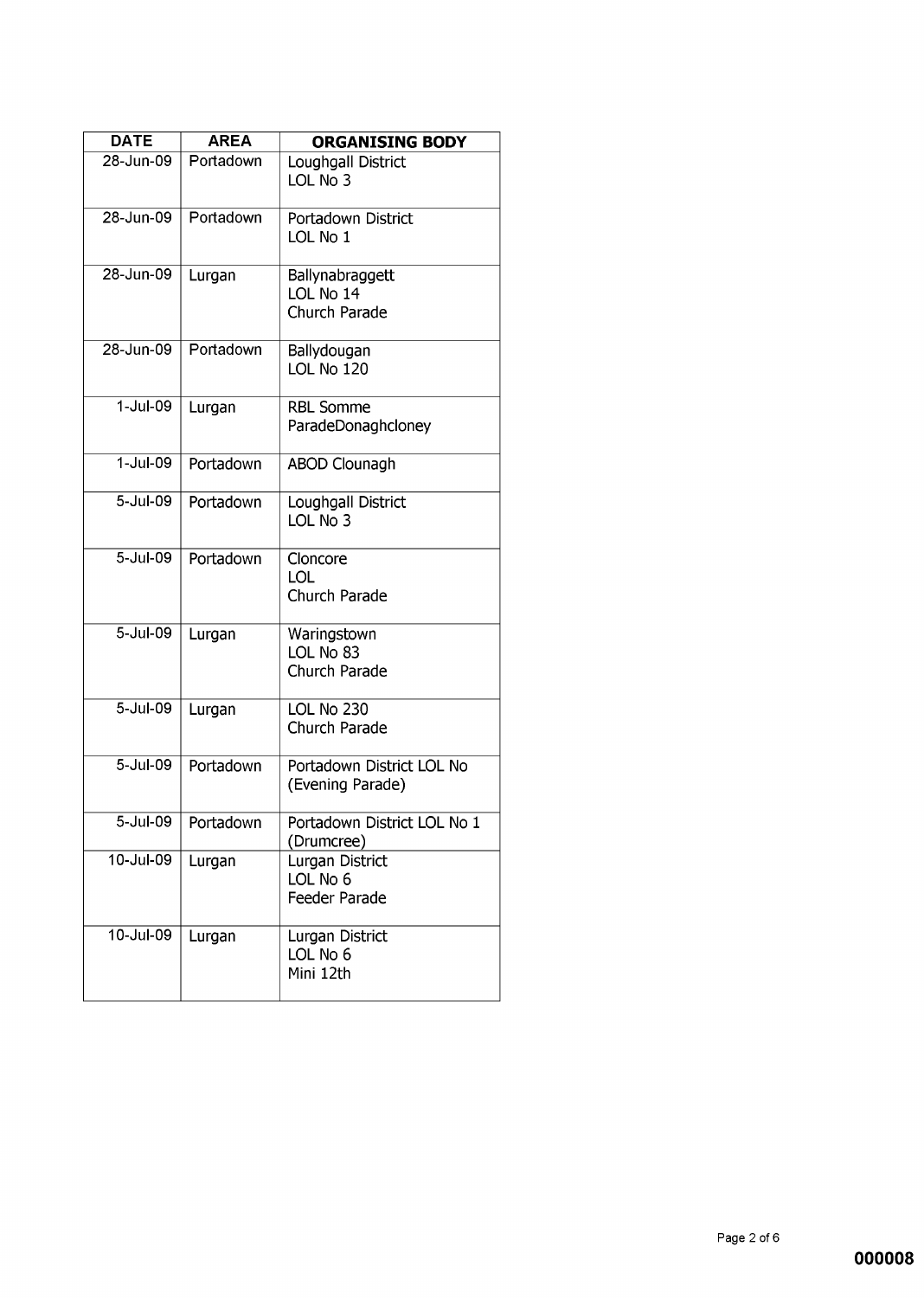| DATE | AREA | ORGANISING BODY |
| --- | --- | --- |
| 28-Jun-09 | Portadown | Loughgall District LOL No 3 |
| 28-Jun-09 | Portadown | Portadown District LOL No 1 |
| 28-Jun-09 | Lurgan | Ballynabraggett LOL No 14 Church Parade |
| 28-Jun-09 | Portadown | Ballydougan LOL No 120 |
| 1-Jul-09 | Lurgan | RBL Somme ParadeDonaghcloney |
| 1-Jul-09 | Portadown | ABOD Clounagh |
| 5-Jul-09 | Portadown | Loughgall District LOL No 3 |
| 5-Jul-09 | Portadown | Cloncore LOL Church Parade |
| 5-Jul-09 | Lurgan | Waringstown LOL No 83 Church Parade |
| 5-Jul-09 | Lurgan | LOL No 230 Church Parade |
| 5-Jul-09 | Portadown | Portadown District LOL No (Evening Parade) |
| 5-Jul-09 | Portadown | Portadown District LOL No 1 (Drumcree) |
| 10-Jul-09 | Lurgan | Lurgan District LOL No 6 Feeder Parade |
| 10-Jul-09 | Lurgan | Lurgan District LOL No 6 Mini 12th |

000008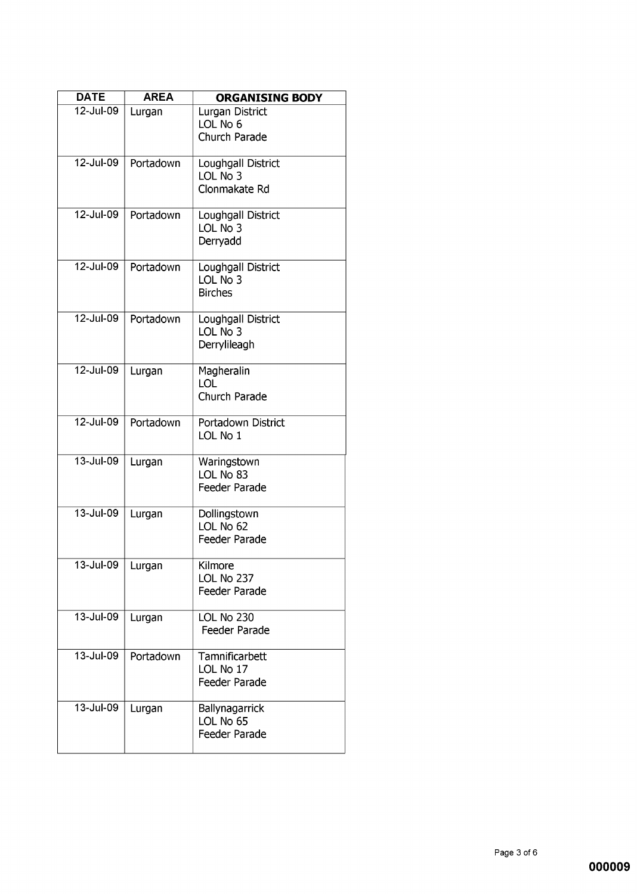| DATE | AREA | ORGANISING BODY |
| --- | --- | --- |
| 12-Jul-09 | Lurgan | Lurgan District<br>LOL No 6<br>Church Parade |
| 12-Jul-09 | Portadown | Loughgall District<br>LOL No 3<br>Clonmakate Rd |
| 12-Jul-09 | Portadown | Loughgall District<br>LOL No 3<br>Derryadd |
| 12-Jul-09 | Portadown | Loughgall District<br>LOL No 3<br>Birches |
| 12-Jul-09 | Portadown | Loughgall District<br>LOL No 3<br>Derrylileagh |
| 12-Jul-09 | Lurgan | Magheralin<br>LOL<br>Church Parade |
| 12-Jul-09 | Portadown | Portadown District<br>LOL No 1 |
| 13-Jul-09 | Lurgan | Waringstown<br>LOL No 83<br>Feeder Parade |
| 13-Jul-09 | Lurgan | Dollingstown<br>LOL No 62<br>Feeder Parade |
| 13-Jul-09 | Lurgan | Kilmore<br>LOL No 237<br>Feeder Parade |
| 13-Jul-09 | Lurgan | LOL No 230<br>Feeder Parade |
| 13-Jul-09 | Portadown | Tamnificarbett<br>LOL No 17<br>Feeder Parade |
| 13-Jul-09 | Lurgan | Ballynagarrick<br>LOL No 65<br>Feeder Parade |

000009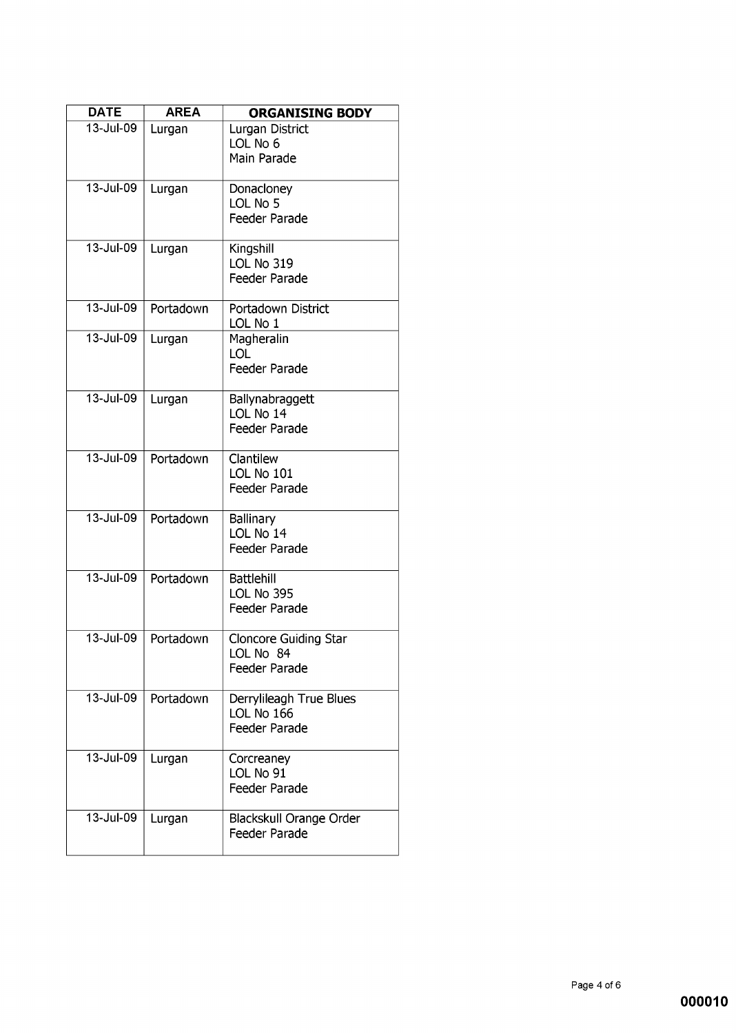| DATE | AREA | ORGANISING BODY |
|---|---|---|
| 13-Jul-09 | Lurgan | Lurgan District<br>LOL No 6<br>Main Parade |
| 13-Jul-09 | Lurgan | Donacloney<br>LOL No 5<br>Feeder Parade |
| 13-Jul-09 | Lurgan | Kingshill<br>LOL No 319<br>Feeder Parade |
| 13-Jul-09 | Portadown | Portadown District<br>LOL No 1 |
| 13-Jul-09 | Lurgan | Magheralin<br>LOL<br>Feeder Parade |
| 13-Jul-09 | Lurgan | Ballynabraggett<br>LOL No 14<br>Feeder Parade |
| 13-Jul-09 | Portadown | Clantilew<br>LOL No 101<br>Feeder Parade |
| 13-Jul-09 | Portadown | Ballinary<br>LOL No 14<br>Feeder Parade |
| 13-Jul-09 | Portadown | Battlehill<br>LOL No 395<br>Feeder Parade |
| 13-Jul-09 | Portadown | Cloncore Guiding Star<br>LOL No 84<br>Feeder Parade |
| 13-Jul-09 | Portadown | Derrylileagh True Blues<br>LOL No 166<br>Feeder Parade |
| 13-Jul-09 | Lurgan | Corcreaney<br>LOL No 91<br>Feeder Parade |
| 13-Jul-09 | Lurgan | Blackskull Orange Order<br>Feeder Parade |

000010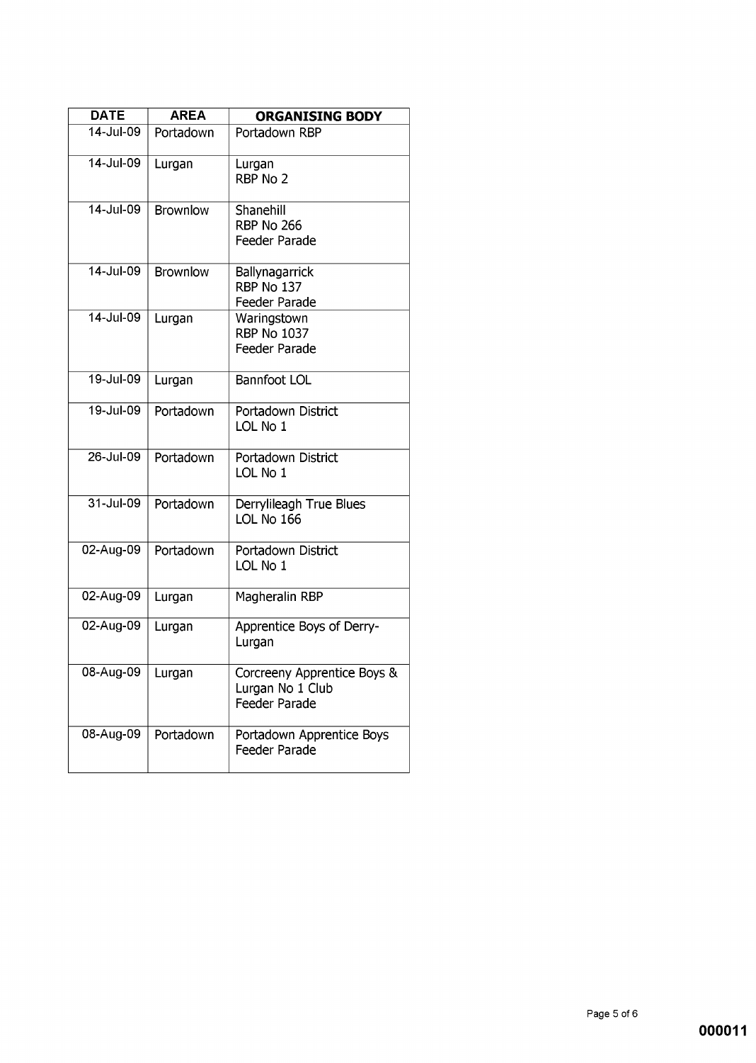| DATE | AREA | ORGANISING BODY |
|---|---|---|
| 14-Jul-09 | Portadown | Portadown RBP |
| 14-Jul-09 | Lurgan | Lurgan RBP No 2 |
| 14-Jul-09 | Brownlow | Shanehill RBP No 266 Feeder Parade |
| 14-Jul-09 | Brownlow | Ballynagarrick RBP No 137 Feeder Parade |
| 14-Jul-09 | Lurgan | Waringstown RBP No 1037 Feeder Parade |
| 19-Jul-09 | Lurgan | Bannfoot LOL |
| 19-Jul-09 | Portadown | Portadown District LOL No 1 |
| 26-Jul-09 | Portadown | Portadown District LOL No 1 |
| 31-Jul-09 | Portadown | Derrylileagh True Blues LOL No 166 |
| 02-Aug-09 | Portadown | Portadown District LOL No 1 |
| 02-Aug-09 | Lurgan | Magheralin RBP |
| 02-Aug-09 | Lurgan | Apprentice Boys of Derry-Lurgan |
| 08-Aug-09 | Lurgan | Corcreeny Apprentice Boys & Lurgan No 1 Club Feeder Parade |
| 08-Aug-09 | Portadown | Portadown Apprentice Boys Feeder Parade |

000011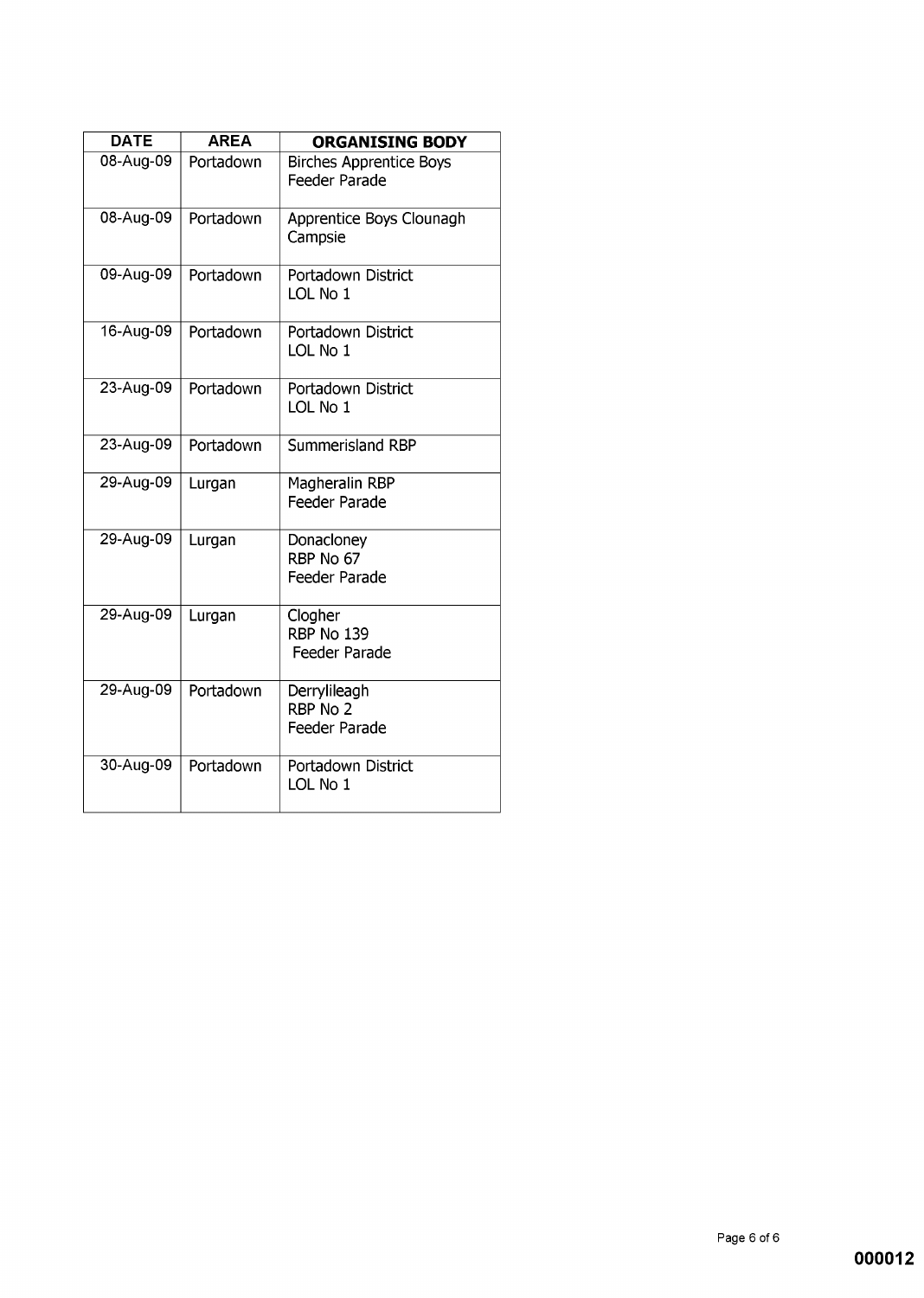| DATE | AREA | ORGANISING BODY |
|---|---|---|
| 08-Aug-09 | Portadown | Birches Apprentice Boys Feeder Parade |
| 08-Aug-09 | Portadown | Apprentice Boys Clounagh Campsie |
| 09-Aug-09 | Portadown | Portadown District LOL No 1 |
| 16-Aug-09 | Portadown | Portadown District LOL No 1 |
| 23-Aug-09 | Portadown | Portadown District LOL No 1 |
| 23-Aug-09 | Portadown | Summerisland RBP |
| 29-Aug-09 | Lurgan | Magheralin RBP Feeder Parade |
| 29-Aug-09 | Lurgan | Donacloney RBP No 67 Feeder Parade |
| 29-Aug-09 | Lurgan | Clogher RBP No 139 Feeder Parade |
| 29-Aug-09 | Portadown | Derrylileagh RBP No 2 Feeder Parade |
| 30-Aug-09 | Portadown | Portadown District LOL No 1 |

000012